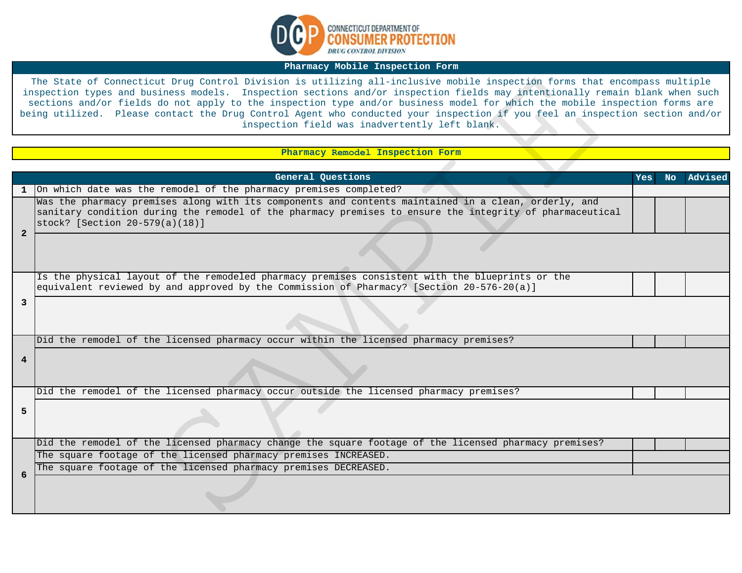CONNECTICUT DEPARTMENT OF CONSUMER PROTECTION
DRUG CONTROL DIVISION

## Pharmacy Mobile Inspection Form

The State of Connecticut Drug Control Division is utilizing all-inclusive mobile inspection forms that encompass multiple inspection types and business models. Inspection sections and/or inspection fields may intentionally remain blank when such sections and/or fields do not apply to the inspection type and/or business model for which the mobile inspection forms are being utilized. Please contact the Drug Control Agent who conducted your inspection if you feel an inspection section and/or inspection field was inadvertently left blank.

## Pharmacy Remodel Inspection Form

| | General Questions | Yes | No | Advised |
|---|---|---|---|---|
| 1 | On which date was the remodel of the pharmacy premises completed? | | | |
| 2 | Was the pharmacy premises along with its components and contents maintained in a clean, orderly, and sanitary condition during the remodel of the pharmacy premises to ensure the integrity of pharmaceutical stock? [Section 20-579(a)(18)] | | | |
| 3 | Is the physical layout of the remodeled pharmacy premises consistent with the blueprints or the equivalent reviewed by and approved by the Commission of Pharmacy? [Section 20-576-20(a)] | | | |
| 4 | Did the remodel of the licensed pharmacy occur within the licensed pharmacy premises? | | | |
| 5 | Did the remodel of the licensed pharmacy occur outside the licensed pharmacy premises? | | | |
| 6 | Did the remodel of the licensed pharmacy change the square footage of the licensed pharmacy premises? | | | |
| | The square footage of the licensed pharmacy premises INCREASED. | | | |
| | The square footage of the licensed pharmacy premises DECREASED. | | | |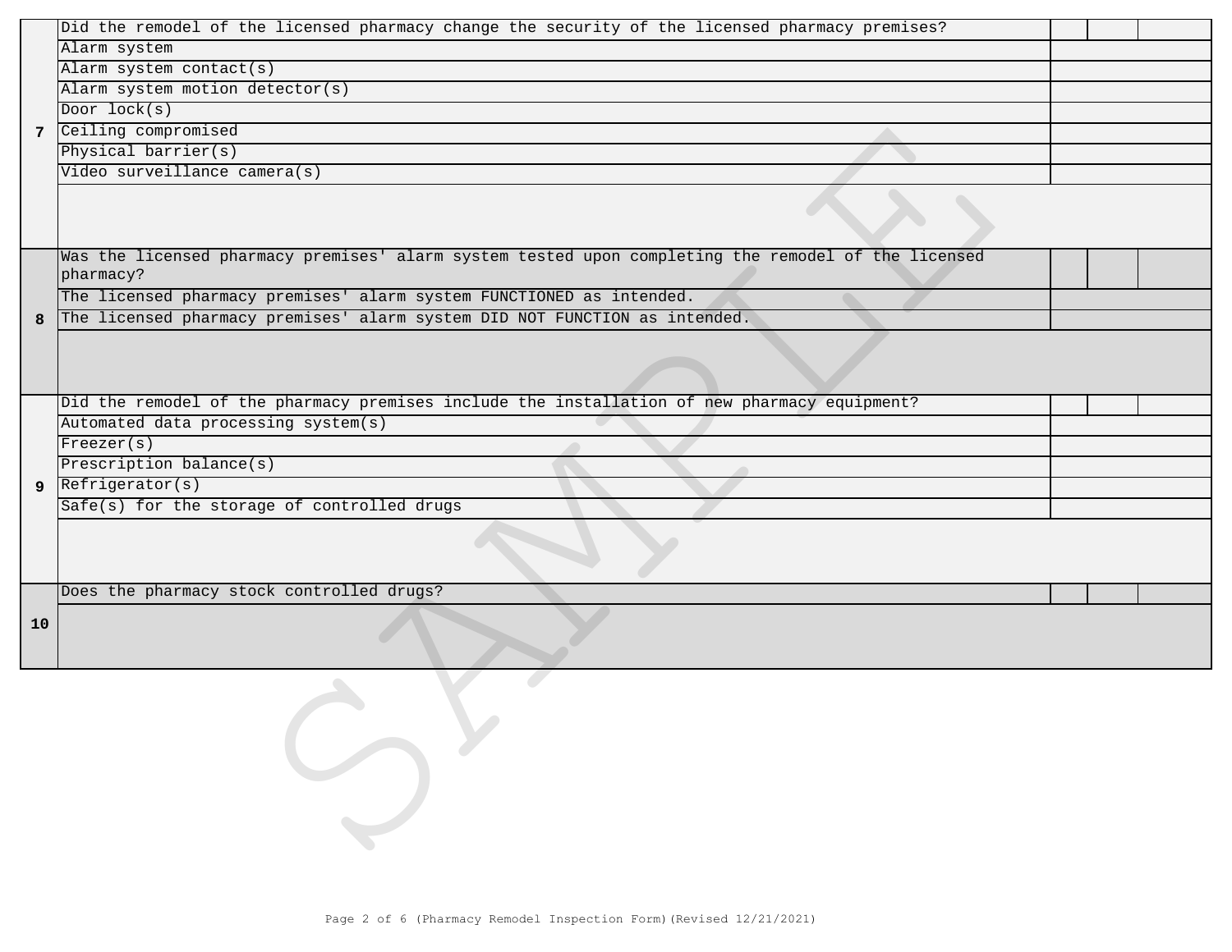| # | Item | | | |
|---|---|---|---|---|
| 7 | Did the remodel of the licensed pharmacy change the security of the licensed pharmacy premises? | | | |
| | Alarm system | | | |
| | Alarm system contact(s) | | | |
| | Alarm system motion detector(s) | | | |
| | Door lock(s) | | | |
| | Ceiling compromised | | | |
| | Physical barrier(s) | | | |
| | Video surveillance camera(s) | | | |
| | | | | |
| 8 | Was the licensed pharmacy premises' alarm system tested upon completing the remodel of the licensed pharmacy? | | | |
| | The licensed pharmacy premises' alarm system FUNCTIONED as intended. | | | |
| | The licensed pharmacy premises' alarm system DID NOT FUNCTION as intended. | | | |
| | | | | |
| 9 | Did the remodel of the pharmacy premises include the installation of new pharmacy equipment? | | | |
| | Automated data processing system(s) | | | |
| | Freezer(s) | | | |
| | Prescription balance(s) | | | |
| | Refrigerator(s) | | | |
| | Safe(s) for the storage of controlled drugs | | | |
| | | | | |
| 10 | Does the pharmacy stock controlled drugs? | | | |
| | | | | |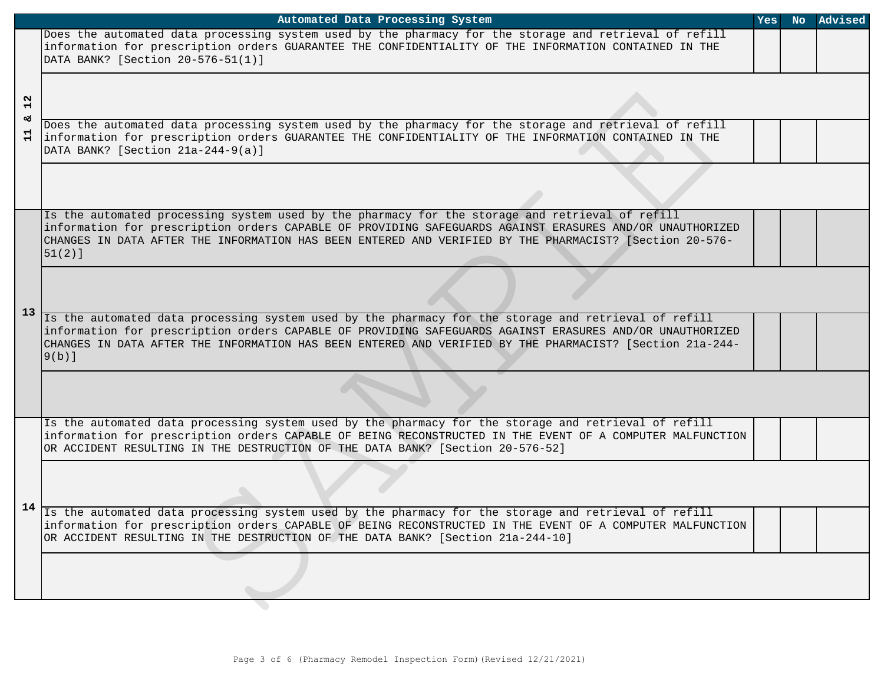| | Automated Data Processing System | Yes | No | Advised |
|---|---|---|---|---|
| 11 & 12 | Does the automated data processing system used by the pharmacy for the storage and retrieval of refill information for prescription orders GUARANTEE THE CONFIDENTIALITY OF THE INFORMATION CONTAINED IN THE DATA BANK? [Section 20-576-51(1)] | | | |
| | | | | |
| | Does the automated data processing system used by the pharmacy for the storage and retrieval of refill information for prescription orders GUARANTEE THE CONFIDENTIALITY OF THE INFORMATION CONTAINED IN THE DATA BANK? [Section 21a-244-9(a)] | | | |
| | | | | |
| 13 | Is the automated processing system used by the pharmacy for the storage and retrieval of refill information for prescription orders CAPABLE OF PROVIDING SAFEGUARDS AGAINST ERASURES AND/OR UNAUTHORIZED CHANGES IN DATA AFTER THE INFORMATION HAS BEEN ENTERED AND VERIFIED BY THE PHARMACIST? [Section 20-576-51(2)] | | | |
| | | | | |
| | Is the automated data processing system used by the pharmacy for the storage and retrieval of refill information for prescription orders CAPABLE OF PROVIDING SAFEGUARDS AGAINST ERASURES AND/OR UNAUTHORIZED CHANGES IN DATA AFTER THE INFORMATION HAS BEEN ENTERED AND VERIFIED BY THE PHARMACIST? [Section 21a-244-9(b)] | | | |
| | | | | |
| 14 | Is the automated data processing system used by the pharmacy for the storage and retrieval of refill information for prescription orders CAPABLE OF BEING RECONSTRUCTED IN THE EVENT OF A COMPUTER MALFUNCTION OR ACCIDENT RESULTING IN THE DESTRUCTION OF THE DATA BANK? [Section 20-576-52] | | | |
| | | | | |
| | Is the automated data processing system used by the pharmacy for the storage and retrieval of refill information for prescription orders CAPABLE OF BEING RECONSTRUCTED IN THE EVENT OF A COMPUTER MALFUNCTION OR ACCIDENT RESULTING IN THE DESTRUCTION OF THE DATA BANK? [Section 21a-244-10] | | | |
| | | | | |

(Pharmacy Remodel Inspection Form)(Revised 12/21/2021)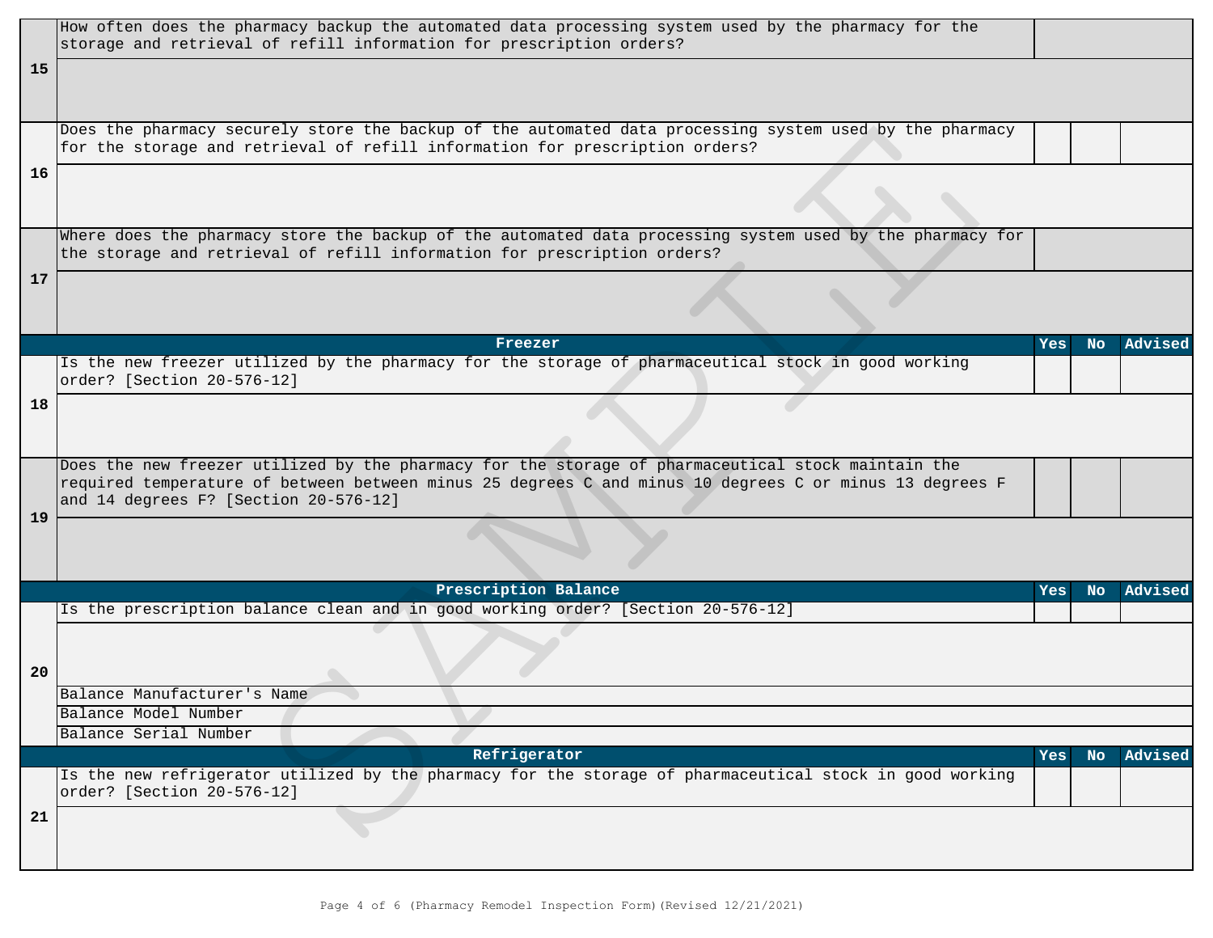| # | Question | Yes | No | Advised |
|---|---|---|---|---|
| 15 | How often does the pharmacy backup the automated data processing system used by the pharmacy for the storage and retrieval of refill information for prescription orders? | | | |
| 16 | Does the pharmacy securely store the backup of the automated data processing system used by the pharmacy for the storage and retrieval of refill information for prescription orders? | | | |
| 17 | Where does the pharmacy store the backup of the automated data processing system used by the pharmacy for the storage and retrieval of refill information for prescription orders? | | | |

| # | Freezer | Yes | No | Advised |
|---|---|---|---|---|
| 18 | Is the new freezer utilized by the pharmacy for the storage of pharmaceutical stock in good working order? [Section 20-576-12] | | | |
| 19 | Does the new freezer utilized by the pharmacy for the storage of pharmaceutical stock maintain the required temperature of between between minus 25 degrees C and minus 10 degrees C or minus 13 degrees F and 14 degrees F? [Section 20-576-12] | | | |

| # | Prescription Balance | Yes | No | Advised |
|---|---|---|---|---|
| 20 | Is the prescription balance clean and in good working order? [Section 20-576-12] | | | |
| | Balance Manufacturer's Name | | | |
| | Balance Model Number | | | |
| | Balance Serial Number | | | |

| # | Refrigerator | Yes | No | Advised |
|---|---|---|---|---|
| 21 | Is the new refrigerator utilized by the pharmacy for the storage of pharmaceutical stock in good working order? [Section 20-576-12] | | | |

Page 4 of 6 (Pharmacy Remodel Inspection Form)(Revised 12/21/2021)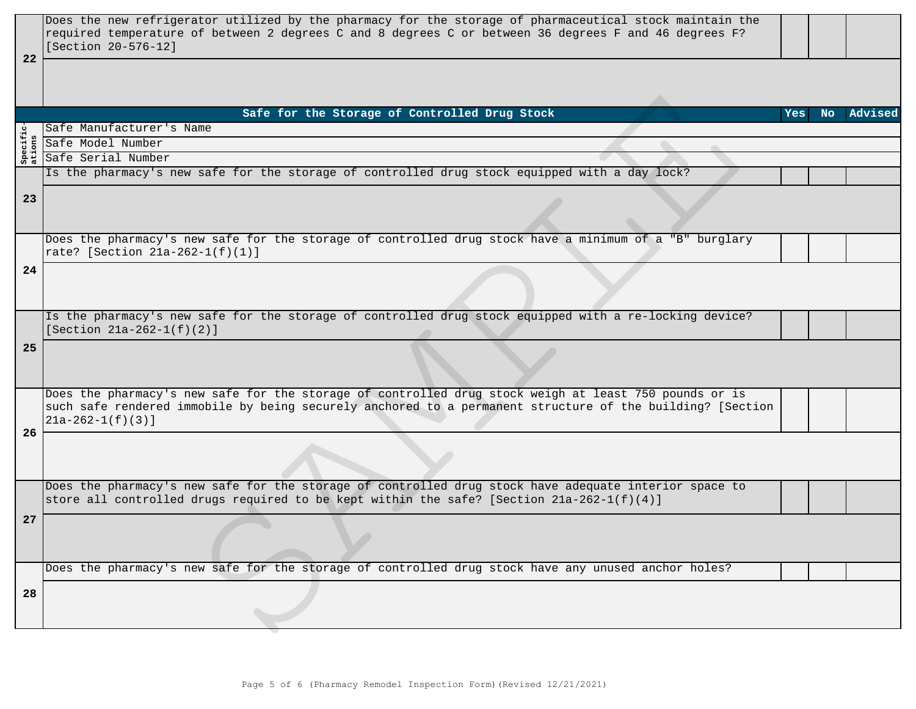| | | Yes | No | Advised |
|---|---|---|---|---|
| 22 | Does the new refrigerator utilized by the pharmacy for the storage of pharmaceutical stock maintain the required temperature of between 2 degrees C and 8 degrees C or between 36 degrees F and 46 degrees F? [Section 20-576-12] | | | |
| | | | | |

| | **Safe for the Storage of Controlled Drug Stock** | **Yes** | **No** | **Advised** |
|---|---|---|---|---|
| Specifications | Safe Manufacturer's Name | | | |
| | Safe Model Number | | | |
| | Safe Serial Number | | | |
| 23 | Is the pharmacy's new safe for the storage of controlled drug stock equipped with a day lock? | | | |
| | | | | |
| 24 | Does the pharmacy's new safe for the storage of controlled drug stock have a minimum of a "B" burglary rate? [Section 21a-262-1(f)(1)] | | | |
| | | | | |
| 25 | Is the pharmacy's new safe for the storage of controlled drug stock equipped with a re-locking device? [Section 21a-262-1(f)(2)] | | | |
| | | | | |
| 26 | Does the pharmacy's new safe for the storage of controlled drug stock weigh at least 750 pounds or is such safe rendered immobile by being securely anchored to a permanent structure of the building? [Section 21a-262-1(f)(3)] | | | |
| | | | | |
| 27 | Does the pharmacy's new safe for the storage of controlled drug stock have adequate interior space to store all controlled drugs required to be kept within the safe? [Section 21a-262-1(f)(4)] | | | |
| | | | | |
| 28 | Does the pharmacy's new safe for the storage of controlled drug stock have any unused anchor holes? | | | |
| | | | | |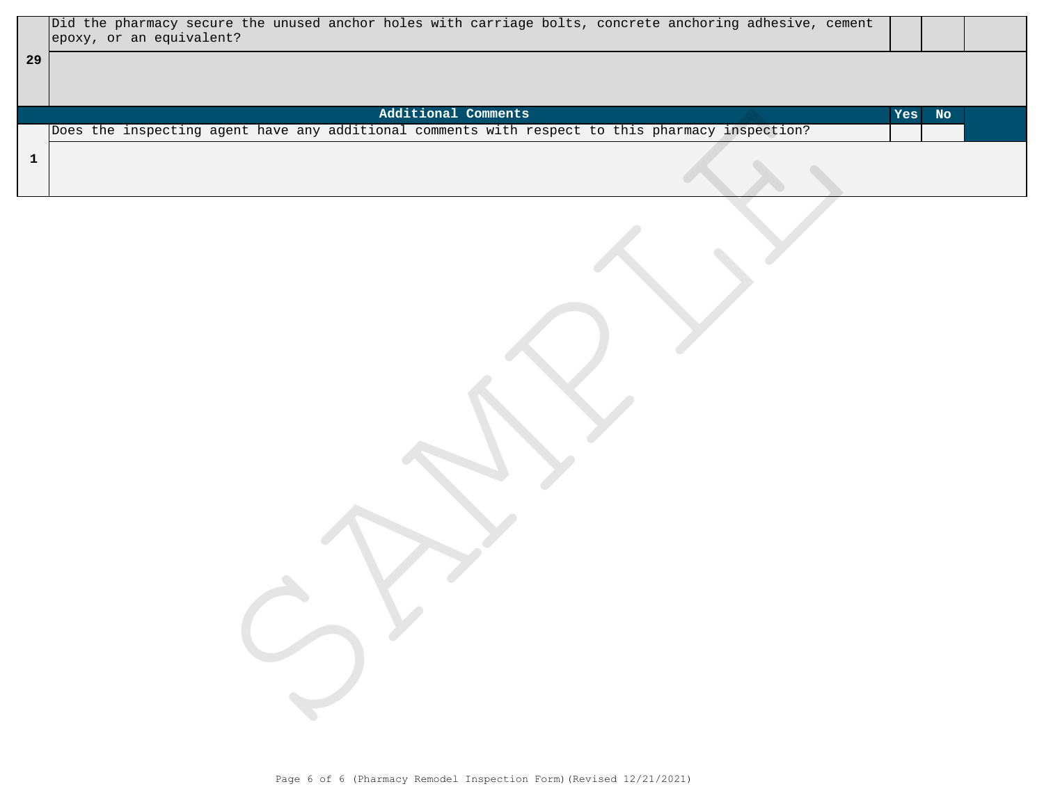| | | | | |
|---|---|---|---|---|
| 29 | Did the pharmacy secure the unused anchor holes with carriage bolts, concrete anchoring adhesive, cement epoxy, or an equivalent? | | | |
| | | | | |

| | Additional Comments | Yes | No | |
|---|---|---|---|---|
| 1 | Does the inspecting agent have any additional comments with respect to this pharmacy inspection? | | | |
| | | | | |

SAMPLE